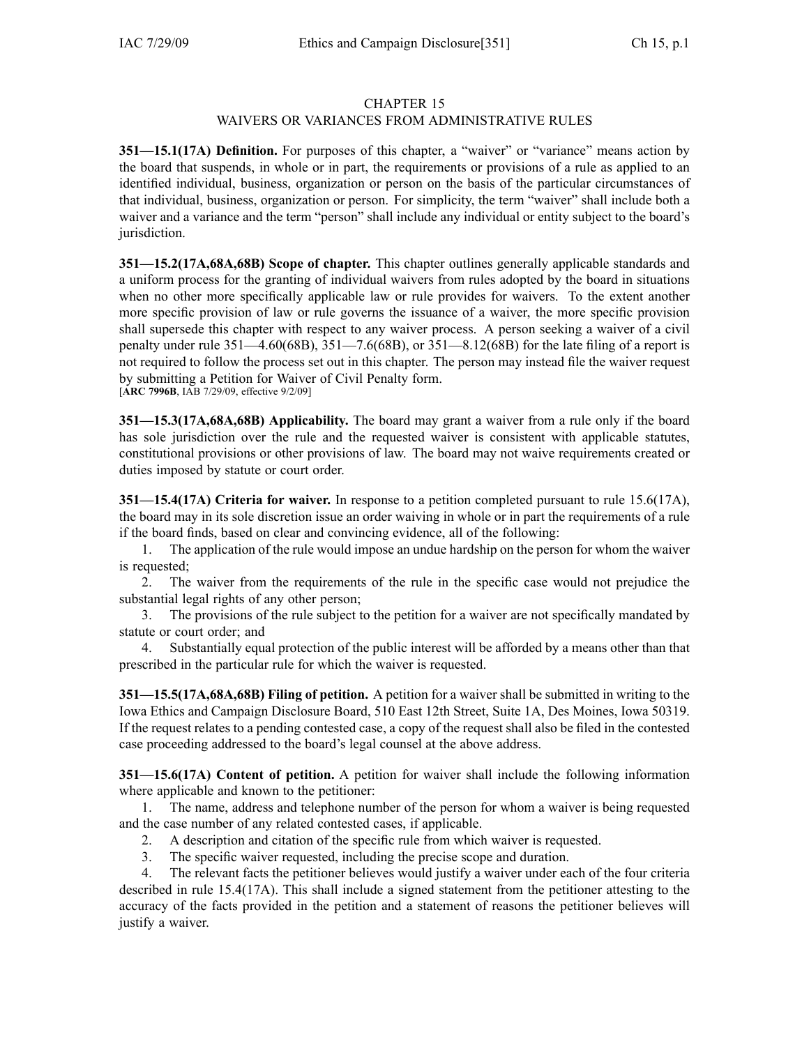# CHAPTER 15
## WAIVERS OR VARIANCES FROM ADMINISTRATIVE RULES

**351—15.1(17A) Definition.** For purposes of this chapter, a "waiver" or "variance" means action by the board that suspends, in whole or in part, the requirements or provisions of a rule as applied to an identified individual, business, organization or person on the basis of the particular circumstances of that individual, business, organization or person. For simplicity, the term "waiver" shall include both a waiver and a variance and the term "person" shall include any individual or entity subject to the board's jurisdiction.

**351—15.2(17A,68A,68B) Scope of chapter.** This chapter outlines generally applicable standards and a uniform process for the granting of individual waivers from rules adopted by the board in situations when no other more specifically applicable law or rule provides for waivers. To the extent another more specific provision of law or rule governs the issuance of a waiver, the more specific provision shall supersede this chapter with respect to any waiver process. A person seeking a waiver of a civil penalty under rule 351—4.60(68B), 351—7.6(68B), or 351—8.12(68B) for the late filing of a report is not required to follow the process set out in this chapter. The person may instead file the waiver request by submitting a Petition for Waiver of Civil Penalty form.
[**ARC 7996B**, IAB 7/29/09, effective 9/2/09]

**351—15.3(17A,68A,68B) Applicability.** The board may grant a waiver from a rule only if the board has sole jurisdiction over the rule and the requested waiver is consistent with applicable statutes, constitutional provisions or other provisions of law. The board may not waive requirements created or duties imposed by statute or court order.

**351—15.4(17A) Criteria for waiver.** In response to a petition completed pursuant to rule 15.6(17A), the board may in its sole discretion issue an order waiving in whole or in part the requirements of a rule if the board finds, based on clear and convincing evidence, all of the following:

1. The application of the rule would impose an undue hardship on the person for whom the waiver is requested;
2. The waiver from the requirements of the rule in the specific case would not prejudice the substantial legal rights of any other person;
3. The provisions of the rule subject to the petition for a waiver are not specifically mandated by statute or court order; and
4. Substantially equal protection of the public interest will be afforded by a means other than that prescribed in the particular rule for which the waiver is requested.

**351—15.5(17A,68A,68B) Filing of petition.** A petition for a waiver shall be submitted in writing to the Iowa Ethics and Campaign Disclosure Board, 510 East 12th Street, Suite 1A, Des Moines, Iowa 50319. If the request relates to a pending contested case, a copy of the request shall also be filed in the contested case proceeding addressed to the board's legal counsel at the above address.

**351—15.6(17A) Content of petition.** A petition for waiver shall include the following information where applicable and known to the petitioner:

1. The name, address and telephone number of the person for whom a waiver is being requested and the case number of any related contested cases, if applicable.
2. A description and citation of the specific rule from which waiver is requested.
3. The specific waiver requested, including the precise scope and duration.
4. The relevant facts the petitioner believes would justify a waiver under each of the four criteria described in rule 15.4(17A). This shall include a signed statement from the petitioner attesting to the accuracy of the facts provided in the petition and a statement of reasons the petitioner believes will justify a waiver.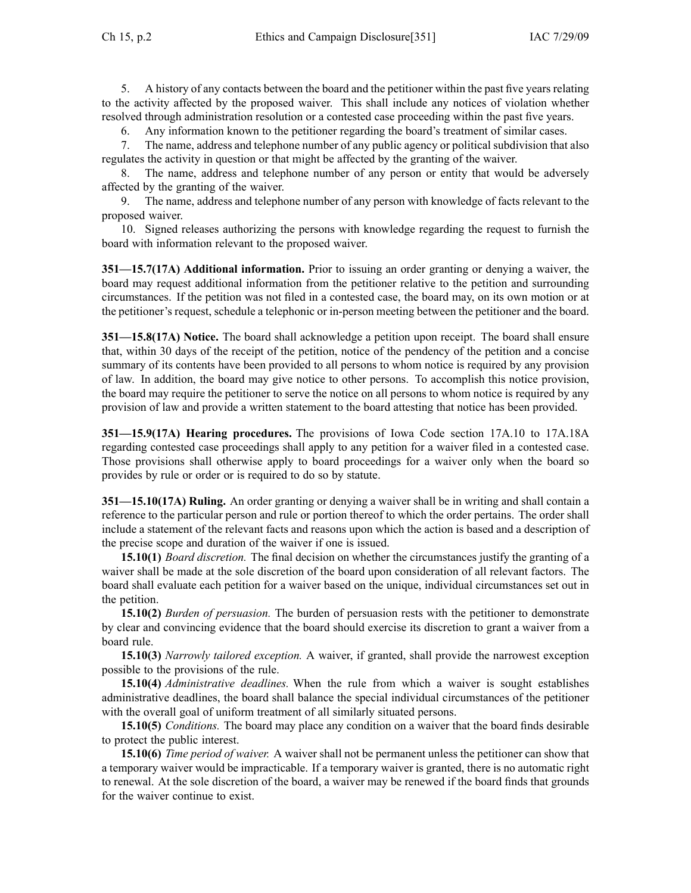5. A history of any contacts between the board and the petitioner within the past five years relating to the activity affected by the proposed waiver. This shall include any notices of violation whether resolved through administration resolution or a contested case proceeding within the past five years.

6. Any information known to the petitioner regarding the board's treatment of similar cases.

7. The name, address and telephone number of any public agency or political subdivision that also regulates the activity in question or that might be affected by the granting of the waiver.

8. The name, address and telephone number of any person or entity that would be adversely affected by the granting of the waiver.

9. The name, address and telephone number of any person with knowledge of facts relevant to the proposed waiver.

10. Signed releases authorizing the persons with knowledge regarding the request to furnish the board with information relevant to the proposed waiver.

**351—15.7(17A) Additional information.** Prior to issuing an order granting or denying a waiver, the board may request additional information from the petitioner relative to the petition and surrounding circumstances. If the petition was not filed in a contested case, the board may, on its own motion or at the petitioner's request, schedule a telephonic or in-person meeting between the petitioner and the board.

**351—15.8(17A) Notice.** The board shall acknowledge a petition upon receipt. The board shall ensure that, within 30 days of the receipt of the petition, notice of the pendency of the petition and a concise summary of its contents have been provided to all persons to whom notice is required by any provision of law. In addition, the board may give notice to other persons. To accomplish this notice provision, the board may require the petitioner to serve the notice on all persons to whom notice is required by any provision of law and provide a written statement to the board attesting that notice has been provided.

**351—15.9(17A) Hearing procedures.** The provisions of Iowa Code section 17A.10 to 17A.18A regarding contested case proceedings shall apply to any petition for a waiver filed in a contested case. Those provisions shall otherwise apply to board proceedings for a waiver only when the board so provides by rule or order or is required to do so by statute.

**351—15.10(17A) Ruling.** An order granting or denying a waiver shall be in writing and shall contain a reference to the particular person and rule or portion thereof to which the order pertains. The order shall include a statement of the relevant facts and reasons upon which the action is based and a description of the precise scope and duration of the waiver if one is issued.

**15.10(1)** *Board discretion.* The final decision on whether the circumstances justify the granting of a waiver shall be made at the sole discretion of the board upon consideration of all relevant factors. The board shall evaluate each petition for a waiver based on the unique, individual circumstances set out in the petition.

**15.10(2)** *Burden of persuasion.* The burden of persuasion rests with the petitioner to demonstrate by clear and convincing evidence that the board should exercise its discretion to grant a waiver from a board rule.

**15.10(3)** *Narrowly tailored exception.* A waiver, if granted, shall provide the narrowest exception possible to the provisions of the rule.

**15.10(4)** *Administrative deadlines.* When the rule from which a waiver is sought establishes administrative deadlines, the board shall balance the special individual circumstances of the petitioner with the overall goal of uniform treatment of all similarly situated persons.

**15.10(5)** *Conditions.* The board may place any condition on a waiver that the board finds desirable to protect the public interest.

**15.10(6)** *Time period of waiver.* A waiver shall not be permanent unless the petitioner can show that a temporary waiver would be impracticable. If a temporary waiver is granted, there is no automatic right to renewal. At the sole discretion of the board, a waiver may be renewed if the board finds that grounds for the waiver continue to exist.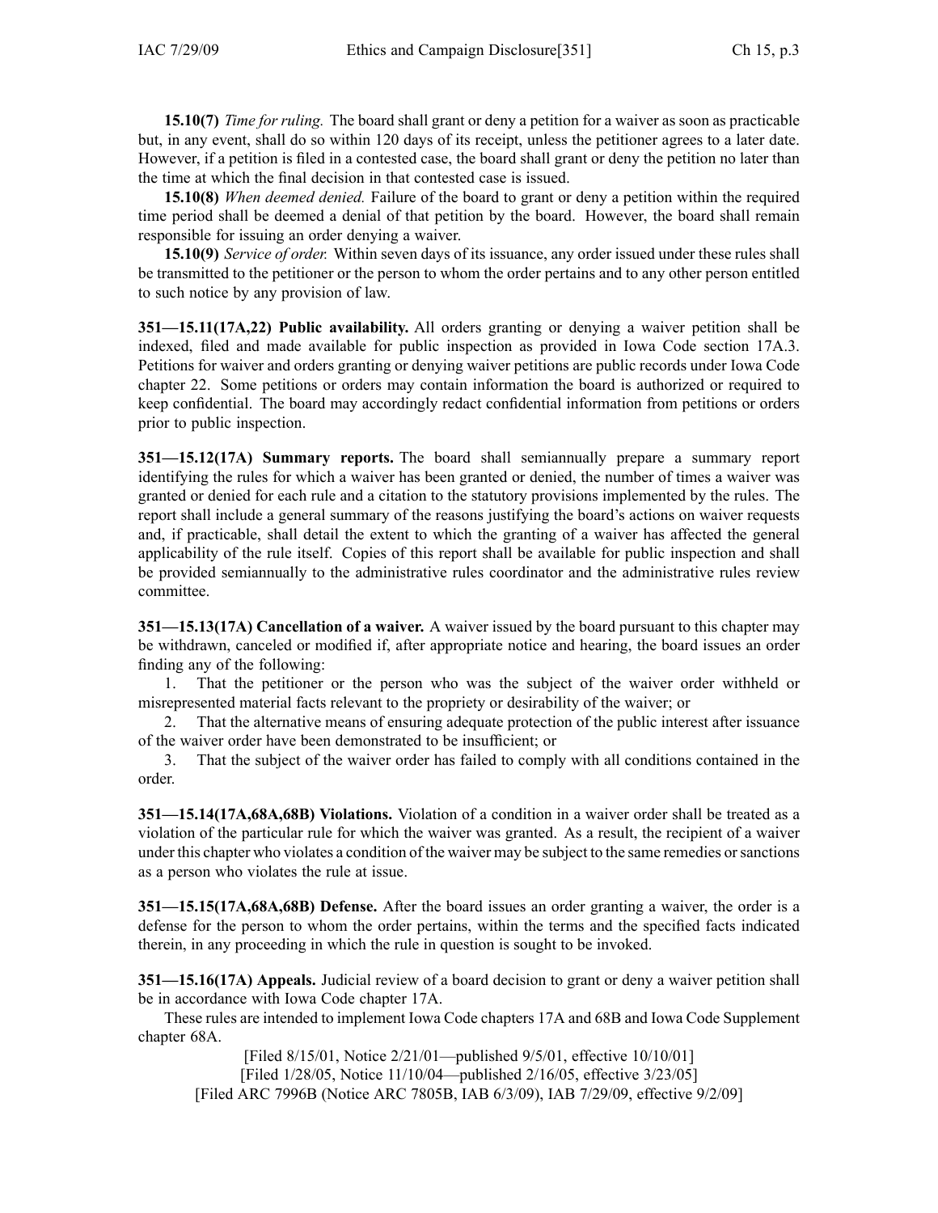**15.10(7)** *Time for ruling.* The board shall grant or deny a petition for a waiver as soon as practicable but, in any event, shall do so within 120 days of its receipt, unless the petitioner agrees to a later date. However, if a petition is filed in a contested case, the board shall grant or deny the petition no later than the time at which the final decision in that contested case is issued.

**15.10(8)** *When deemed denied.* Failure of the board to grant or deny a petition within the required time period shall be deemed a denial of that petition by the board. However, the board shall remain responsible for issuing an order denying a waiver.

**15.10(9)** *Service of order.* Within seven days of its issuance, any order issued under these rules shall be transmitted to the petitioner or the person to whom the order pertains and to any other person entitled to such notice by any provision of law.

**351—15.11(17A,22) Public availability.** All orders granting or denying a waiver petition shall be indexed, filed and made available for public inspection as provided in Iowa Code section 17A.3. Petitions for waiver and orders granting or denying waiver petitions are public records under Iowa Code chapter 22. Some petitions or orders may contain information the board is authorized or required to keep confidential. The board may accordingly redact confidential information from petitions or orders prior to public inspection.

**351—15.12(17A) Summary reports.** The board shall semiannually prepare a summary report identifying the rules for which a waiver has been granted or denied, the number of times a waiver was granted or denied for each rule and a citation to the statutory provisions implemented by the rules. The report shall include a general summary of the reasons justifying the board's actions on waiver requests and, if practicable, shall detail the extent to which the granting of a waiver has affected the general applicability of the rule itself. Copies of this report shall be available for public inspection and shall be provided semiannually to the administrative rules coordinator and the administrative rules review committee.

**351—15.13(17A) Cancellation of a waiver.** A waiver issued by the board pursuant to this chapter may be withdrawn, canceled or modified if, after appropriate notice and hearing, the board issues an order finding any of the following:

1. That the petitioner or the person who was the subject of the waiver order withheld or misrepresented material facts relevant to the propriety or desirability of the waiver; or
2. That the alternative means of ensuring adequate protection of the public interest after issuance of the waiver order have been demonstrated to be insufficient; or
3. That the subject of the waiver order has failed to comply with all conditions contained in the order.

**351—15.14(17A,68A,68B) Violations.** Violation of a condition in a waiver order shall be treated as a violation of the particular rule for which the waiver was granted. As a result, the recipient of a waiver under this chapter who violates a condition of the waiver may be subject to the same remedies or sanctions as a person who violates the rule at issue.

**351—15.15(17A,68A,68B) Defense.** After the board issues an order granting a waiver, the order is a defense for the person to whom the order pertains, within the terms and the specified facts indicated therein, in any proceeding in which the rule in question is sought to be invoked.

**351—15.16(17A) Appeals.** Judicial review of a board decision to grant or deny a waiver petition shall be in accordance with Iowa Code chapter 17A.

These rules are intended to implement Iowa Code chapters 17A and 68B and Iowa Code Supplement chapter 68A.

[Filed 8/15/01, Notice 2/21/01—published 9/5/01, effective 10/10/01]
[Filed 1/28/05, Notice 11/10/04—published 2/16/05, effective 3/23/05]
[Filed ARC 7996B (Notice ARC 7805B, IAB 6/3/09), IAB 7/29/09, effective 9/2/09]